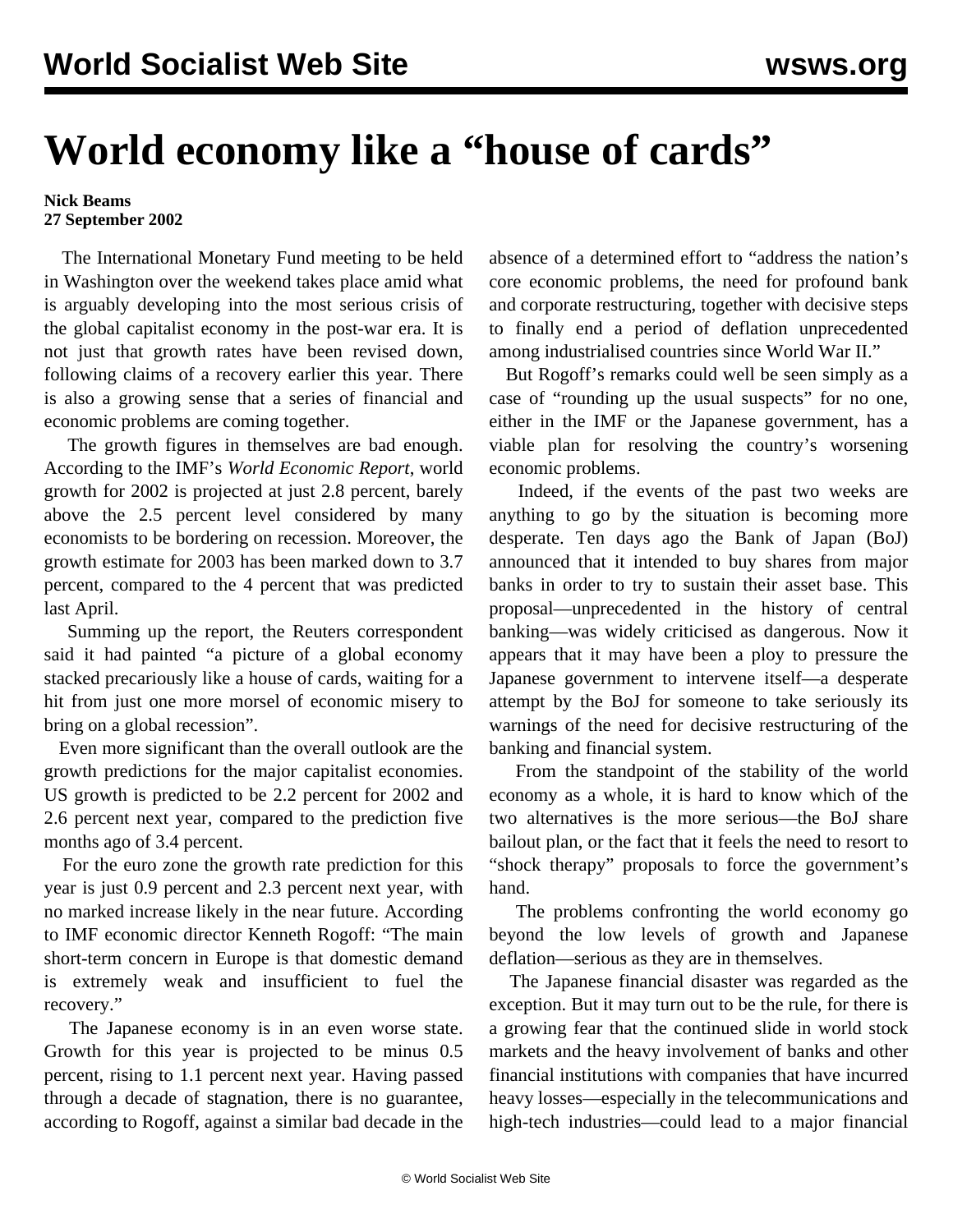# World economy like a "house of cards"

**Nick Beams**
**27 September 2002**

The International Monetary Fund meeting to be held in Washington over the weekend takes place amid what is arguably developing into the most serious crisis of the global capitalist economy in the post-war era. It is not just that growth rates have been revised down, following claims of a recovery earlier this year. There is also a growing sense that a series of financial and economic problems are coming together.

The growth figures in themselves are bad enough. According to the IMF's *World Economic Report*, world growth for 2002 is projected at just 2.8 percent, barely above the 2.5 percent level considered by many economists to be bordering on recession. Moreover, the growth estimate for 2003 has been marked down to 3.7 percent, compared to the 4 percent that was predicted last April.

Summing up the report, the Reuters correspondent said it had painted "a picture of a global economy stacked precariously like a house of cards, waiting for a hit from just one more morsel of economic misery to bring on a global recession".

Even more significant than the overall outlook are the growth predictions for the major capitalist economies. US growth is predicted to be 2.2 percent for 2002 and 2.6 percent next year, compared to the prediction five months ago of 3.4 percent.

For the euro zone the growth rate prediction for this year is just 0.9 percent and 2.3 percent next year, with no marked increase likely in the near future. According to IMF economic director Kenneth Rogoff: "The main short-term concern in Europe is that domestic demand is extremely weak and insufficient to fuel the recovery."

The Japanese economy is in an even worse state. Growth for this year is projected to be minus 0.5 percent, rising to 1.1 percent next year. Having passed through a decade of stagnation, there is no guarantee, according to Rogoff, against a similar bad decade in the absence of a determined effort to "address the nation's core economic problems, the need for profound bank and corporate restructuring, together with decisive steps to finally end a period of deflation unprecedented among industrialised countries since World War II."

But Rogoff's remarks could well be seen simply as a case of "rounding up the usual suspects" for no one, either in the IMF or the Japanese government, has a viable plan for resolving the country's worsening economic problems.

Indeed, if the events of the past two weeks are anything to go by the situation is becoming more desperate. Ten days ago the Bank of Japan (BoJ) announced that it intended to buy shares from major banks in order to try to sustain their asset base. This proposal—unprecedented in the history of central banking—was widely criticised as dangerous. Now it appears that it may have been a ploy to pressure the Japanese government to intervene itself—a desperate attempt by the BoJ for someone to take seriously its warnings of the need for decisive restructuring of the banking and financial system.

From the standpoint of the stability of the world economy as a whole, it is hard to know which of the two alternatives is the more serious—the BoJ share bailout plan, or the fact that it feels the need to resort to "shock therapy" proposals to force the government's hand.

The problems confronting the world economy go beyond the low levels of growth and Japanese deflation—serious as they are in themselves.

The Japanese financial disaster was regarded as the exception. But it may turn out to be the rule, for there is a growing fear that the continued slide in world stock markets and the heavy involvement of banks and other financial institutions with companies that have incurred heavy losses—especially in the telecommunications and high-tech industries—could lead to a major financial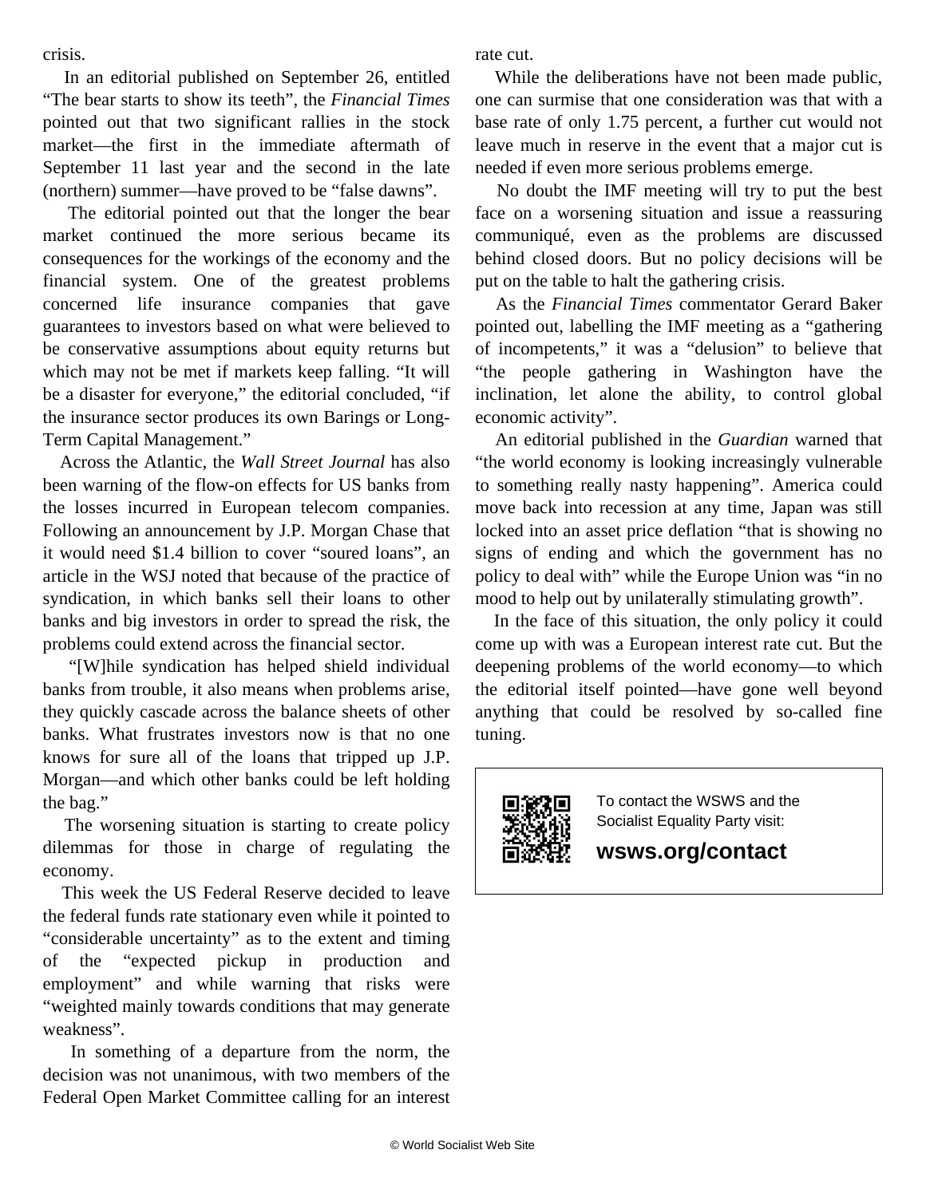crisis.

In an editorial published on September 26, entitled "The bear starts to show its teeth", the *Financial Times* pointed out that two significant rallies in the stock market—the first in the immediate aftermath of September 11 last year and the second in the late (northern) summer—have proved to be "false dawns".

The editorial pointed out that the longer the bear market continued the more serious became its consequences for the workings of the economy and the financial system. One of the greatest problems concerned life insurance companies that gave guarantees to investors based on what were believed to be conservative assumptions about equity returns but which may not be met if markets keep falling. "It will be a disaster for everyone," the editorial concluded, "if the insurance sector produces its own Barings or Long-Term Capital Management."

Across the Atlantic, the *Wall Street Journal* has also been warning of the flow-on effects for US banks from the losses incurred in European telecom companies. Following an announcement by J.P. Morgan Chase that it would need $1.4 billion to cover "soured loans", an article in the WSJ noted that because of the practice of syndication, in which banks sell their loans to other banks and big investors in order to spread the risk, the problems could extend across the financial sector.

"[W]hile syndication has helped shield individual banks from trouble, it also means when problems arise, they quickly cascade across the balance sheets of other banks. What frustrates investors now is that no one knows for sure all of the loans that tripped up J.P. Morgan—and which other banks could be left holding the bag."

The worsening situation is starting to create policy dilemmas for those in charge of regulating the economy.

This week the US Federal Reserve decided to leave the federal funds rate stationary even while it pointed to "considerable uncertainty" as to the extent and timing of the "expected pickup in production and employment" and while warning that risks were "weighted mainly towards conditions that may generate weakness".

In something of a departure from the norm, the decision was not unanimous, with two members of the Federal Open Market Committee calling for an interest rate cut.

While the deliberations have not been made public, one can surmise that one consideration was that with a base rate of only 1.75 percent, a further cut would not leave much in reserve in the event that a major cut is needed if even more serious problems emerge.

No doubt the IMF meeting will try to put the best face on a worsening situation and issue a reassuring communiqué, even as the problems are discussed behind closed doors. But no policy decisions will be put on the table to halt the gathering crisis.

As the *Financial Times* commentator Gerard Baker pointed out, labelling the IMF meeting as a "gathering of incompetents," it was a "delusion" to believe that "the people gathering in Washington have the inclination, let alone the ability, to control global economic activity".

An editorial published in the *Guardian* warned that "the world economy is looking increasingly vulnerable to something really nasty happening". America could move back into recession at any time, Japan was still locked into an asset price deflation "that is showing no signs of ending and which the government has no policy to deal with" while the Europe Union was "in no mood to help out by unilaterally stimulating growth".

In the face of this situation, the only policy it could come up with was a European interest rate cut. But the deepening problems of the world economy—to which the editorial itself pointed—have gone well beyond anything that could be resolved by so-called fine tuning.

To contact the WSWS and the Socialist Equality Party visit:

**wsws.org/contact**